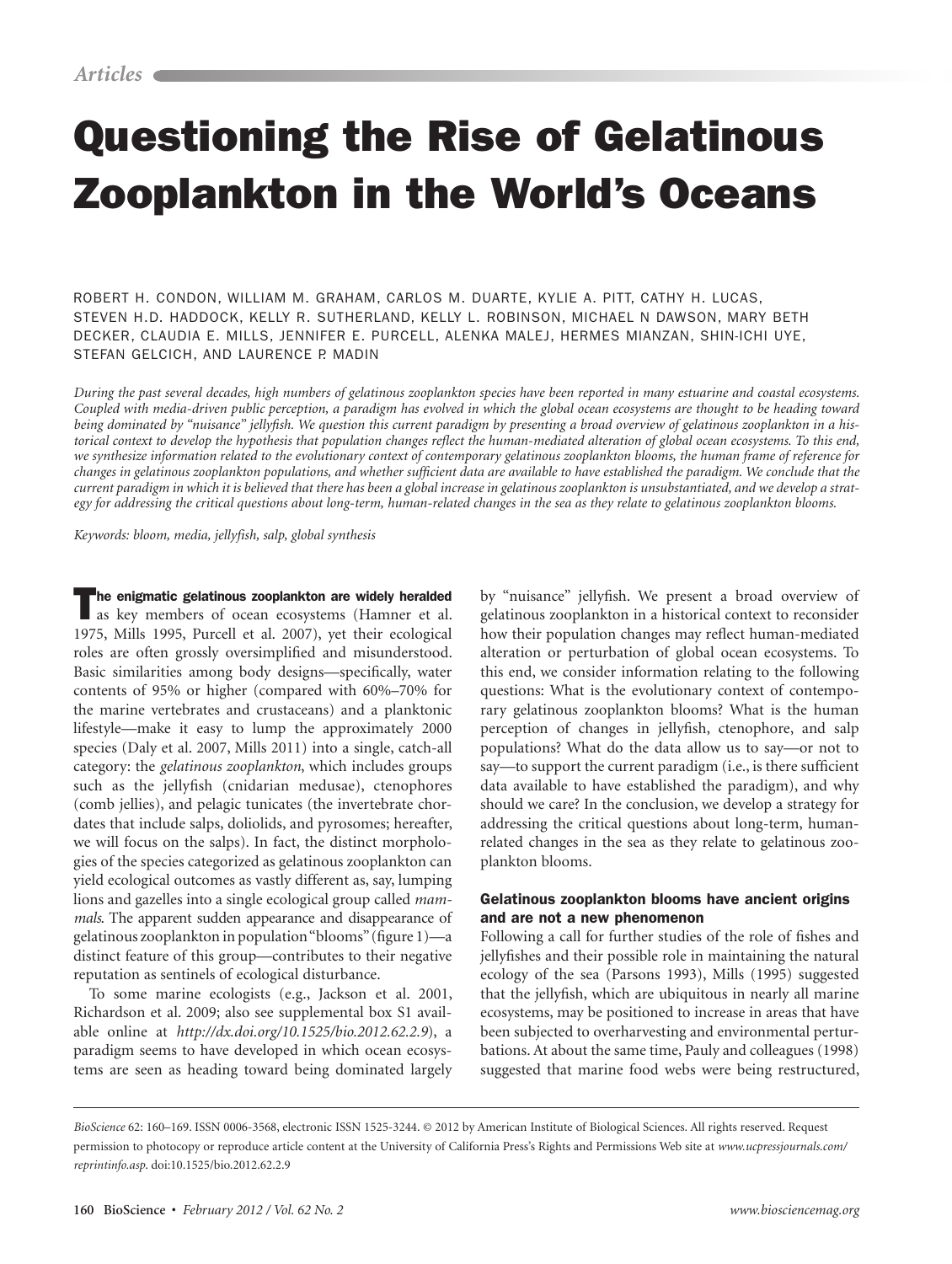*Articles*

# Questioning the Rise of Gelatinous Zooplankton in the World's Oceans

ROBERT H. CONDON, WILLIAM M. GRAHAM, CARLOS M. DUARTE, KYLIE A. PITT, CATHY H. LUCAS, STEVEN H.D. HADDOCK, KELLY R. SUTHERLAND, KELLY L. ROBINSON, MICHAEL N DAWSON, MARY BETH DECKER, CLAUDIA E. MILLS, JENNIFER E. PURCELL, ALENKA MALEJ, HERMES MIANZAN, SHIN-ICHI UYE, STEFAN GELCICH, AND LAURENCE P. MADIN

*During the past several decades, high numbers of gelatinous zooplankton species have been reported in many estuarine and coastal ecosystems. Coupled with media-driven public perception, a paradigm has evolved in which the global ocean ecosystems are thought to be heading toward being dominated by "nuisance" jellyfish. We question this current paradigm by presenting a broad overview of gelatinous zooplankton in a historical context to develop the hypothesis that population changes reflect the human-mediated alteration of global ocean ecosystems. To this end, we synthesize information related to the evolutionary context of contemporary gelatinous zooplankton blooms, the human frame of reference for changes in gelatinous zooplankton populations, and whether sufficient data are available to have established the paradigm. We conclude that the current paradigm in which it is believed that there has been a global increase in gelatinous zooplankton is unsubstantiated, and we develop a strategy for addressing the critical questions about long-term, human-related changes in the sea as they relate to gelatinous zooplankton blooms.*

*Keywords: bloom, media, jellyfish, salp, global synthesis*

**The enigmatic gelatinous zooplankton are widely heralded** as key members of ocean ecosystems (Hamner et al. 1975, Mills 1995, Purcell et al. 2007), yet their ecological roles are often grossly oversimplified and misunderstood. Basic similarities among body designs—specifically, water contents of 95% or higher (compared with 60%–70% for the marine vertebrates and crustaceans) and a planktonic lifestyle—make it easy to lump the approximately 2000 species (Daly et al. 2007, Mills 2011) into a single, catch-all category: the *gelatinous zooplankton*, which includes groups such as the jellyfish (cnidarian medusae), ctenophores (comb jellies), and pelagic tunicates (the invertebrate chordates that include salps, doliolids, and pyrosomes; hereafter, we will focus on the salps). In fact, the distinct morphologies of the species categorized as gelatinous zooplankton can yield ecological outcomes as vastly different as, say, lumping lions and gazelles into a single ecological group called *mammals*. The apparent sudden appearance and disappearance of gelatinous zooplankton in population "blooms" (figure 1)—a distinct feature of this group—contributes to their negative reputation as sentinels of ecological disturbance.

To some marine ecologists (e.g., Jackson et al. 2001, Richardson et al. 2009; also see supplemental box S1 available online at *http://dx.doi.org/10.1525/bio.2012.62.2.9*), a paradigm seems to have developed in which ocean ecosystems are seen as heading toward being dominated largely by "nuisance" jellyfish. We present a broad overview of gelatinous zooplankton in a historical context to reconsider how their population changes may reflect human-mediated alteration or perturbation of global ocean ecosystems. To this end, we consider information relating to the following questions: What is the evolutionary context of contemporary gelatinous zooplankton blooms? What is the human perception of changes in jellyfish, ctenophore, and salp populations? What do the data allow us to say—or not to say—to support the current paradigm (i.e., is there sufficient data available to have established the paradigm), and why should we care? In the conclusion, we develop a strategy for addressing the critical questions about long-term, human-related changes in the sea as they relate to gelatinous zooplankton blooms.

## Gelatinous zooplankton blooms have ancient origins and are not a new phenomenon

Following a call for further studies of the role of fishes and jellyfishes and their possible role in maintaining the natural ecology of the sea (Parsons 1993), Mills (1995) suggested that the jellyfish, which are ubiquitous in nearly all marine ecosystems, may be positioned to increase in areas that have been subjected to overharvesting and environmental perturbations. At about the same time, Pauly and colleagues (1998) suggested that marine food webs were being restructured,

*BioScience* 62: 160–169. ISSN 0006-3568, electronic ISSN 1525-3244. © 2012 by American Institute of Biological Sciences. All rights reserved. Request permission to photocopy or reproduce article content at the University of California Press's Rights and Permissions Web site at *www.ucpressjournals.com/reprintinfo.asp.* doi:10.1525/bio.2012.62.2.9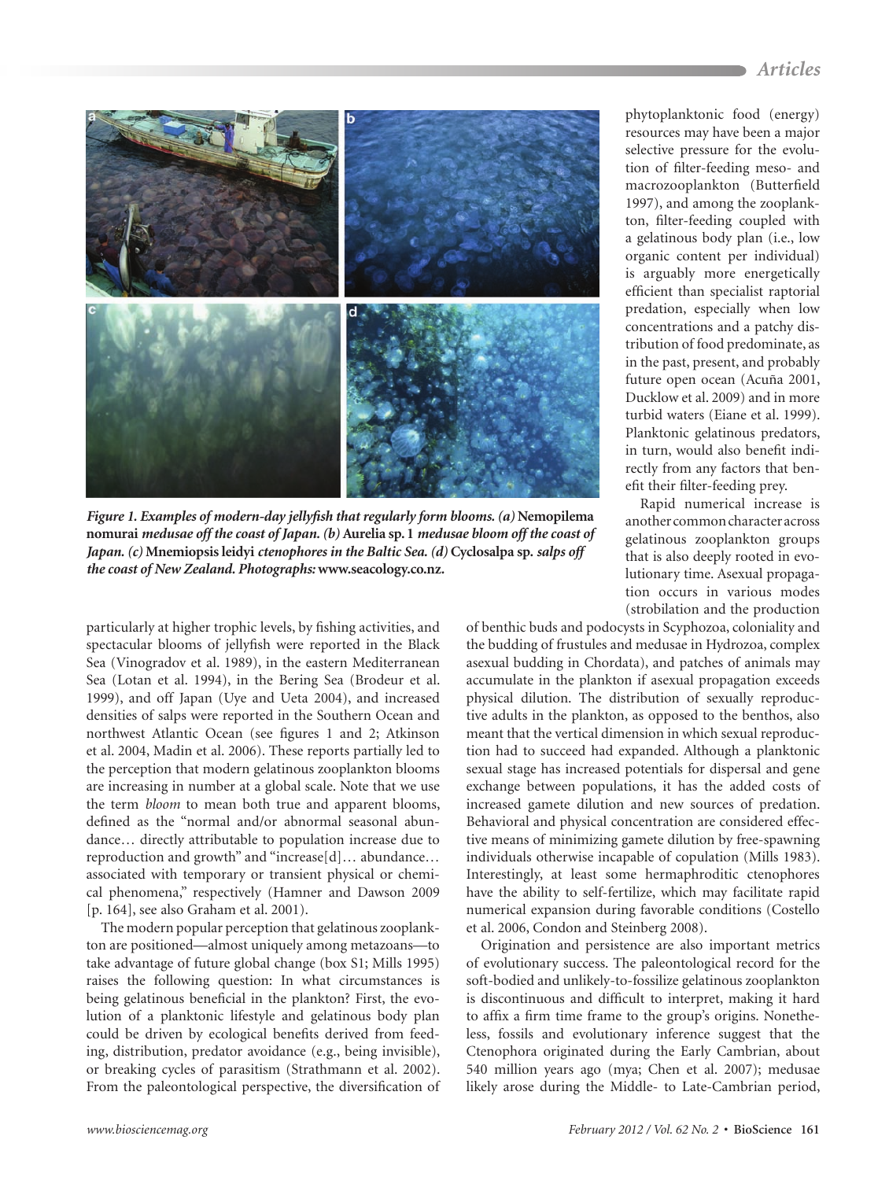*Figure 1. Examples of modern-day jellyfish that regularly form blooms. (a)* **Nemopilema nomurai** *medusae off the coast of Japan. (b)* **Aurelia sp. 1** *medusae bloom off the coast of Japan. (c)* **Mnemiopsis leidyi** *ctenophores in the Baltic Sea. (d)* **Cyclosalpa sp.** *salps off the coast of New Zealand. Photographs:* **www.seacology.co.nz.**

particularly at higher trophic levels, by fishing activities, and spectacular blooms of jellyfish were reported in the Black Sea (Vinogradov et al. 1989), in the eastern Mediterranean Sea (Lotan et al. 1994), in the Bering Sea (Brodeur et al. 1999), and off Japan (Uye and Ueta 2004), and increased densities of salps were reported in the Southern Ocean and northwest Atlantic Ocean (see figures 1 and 2; Atkinson et al. 2004, Madin et al. 2006). These reports partially led to the perception that modern gelatinous zooplankton blooms are increasing in number at a global scale. Note that we use the term *bloom* to mean both true and apparent blooms, defined as the "normal and/or abnormal seasonal abundance… directly attributable to population increase due to reproduction and growth" and "increase[d]… abundance… associated with temporary or transient physical or chemical phenomena," respectively (Hamner and Dawson 2009 [p. 164], see also Graham et al. 2001).

The modern popular perception that gelatinous zooplankton are positioned—almost uniquely among metazoans—to take advantage of future global change (box S1; Mills 1995) raises the following question: In what circumstances is being gelatinous beneficial in the plankton? First, the evolution of a planktonic lifestyle and gelatinous body plan could be driven by ecological benefits derived from feeding, distribution, predator avoidance (e.g., being invisible), or breaking cycles of parasitism (Strathmann et al. 2002). From the paleontological perspective, the diversification of phytoplanktonic food (energy) resources may have been a major selective pressure for the evolution of filter-feeding meso- and macrozooplankton (Butterfield 1997), and among the zooplankton, filter-feeding coupled with a gelatinous body plan (i.e., low organic content per individual) is arguably more energetically efficient than specialist raptorial predation, especially when low concentrations and a patchy distribution of food predominate, as in the past, present, and probably future open ocean (Acuña 2001, Ducklow et al. 2009) and in more turbid waters (Eiane et al. 1999). Planktonic gelatinous predators, in turn, would also benefit indirectly from any factors that benefit their filter-feeding prey.

Rapid numerical increase is another common character across gelatinous zooplankton groups that is also deeply rooted in evolutionary time. Asexual propagation occurs in various modes (strobilation and the production of benthic buds and podocysts in Scyphozoa, coloniality and the budding of frustules and medusae in Hydrozoa, complex asexual budding in Chordata), and patches of animals may accumulate in the plankton if asexual propagation exceeds physical dilution. The distribution of sexually reproductive adults in the plankton, as opposed to the benthos, also meant that the vertical dimension in which sexual reproduction had to succeed had expanded. Although a planktonic sexual stage has increased potentials for dispersal and gene exchange between populations, it has the added costs of increased gamete dilution and new sources of predation. Behavioral and physical concentration are considered effective means of minimizing gamete dilution by free-spawning individuals otherwise incapable of copulation (Mills 1983). Interestingly, at least some hermaphroditic ctenophores have the ability to self-fertilize, which may facilitate rapid numerical expansion during favorable conditions (Costello et al. 2006, Condon and Steinberg 2008).

Origination and persistence are also important metrics of evolutionary success. The paleontological record for the soft-bodied and unlikely-to-fossilize gelatinous zooplankton is discontinuous and difficult to interpret, making it hard to affix a firm time frame to the group's origins. Nonetheless, fossils and evolutionary inference suggest that the Ctenophora originated during the Early Cambrian, about 540 million years ago (mya; Chen et al. 2007); medusae likely arose during the Middle- to Late-Cambrian period,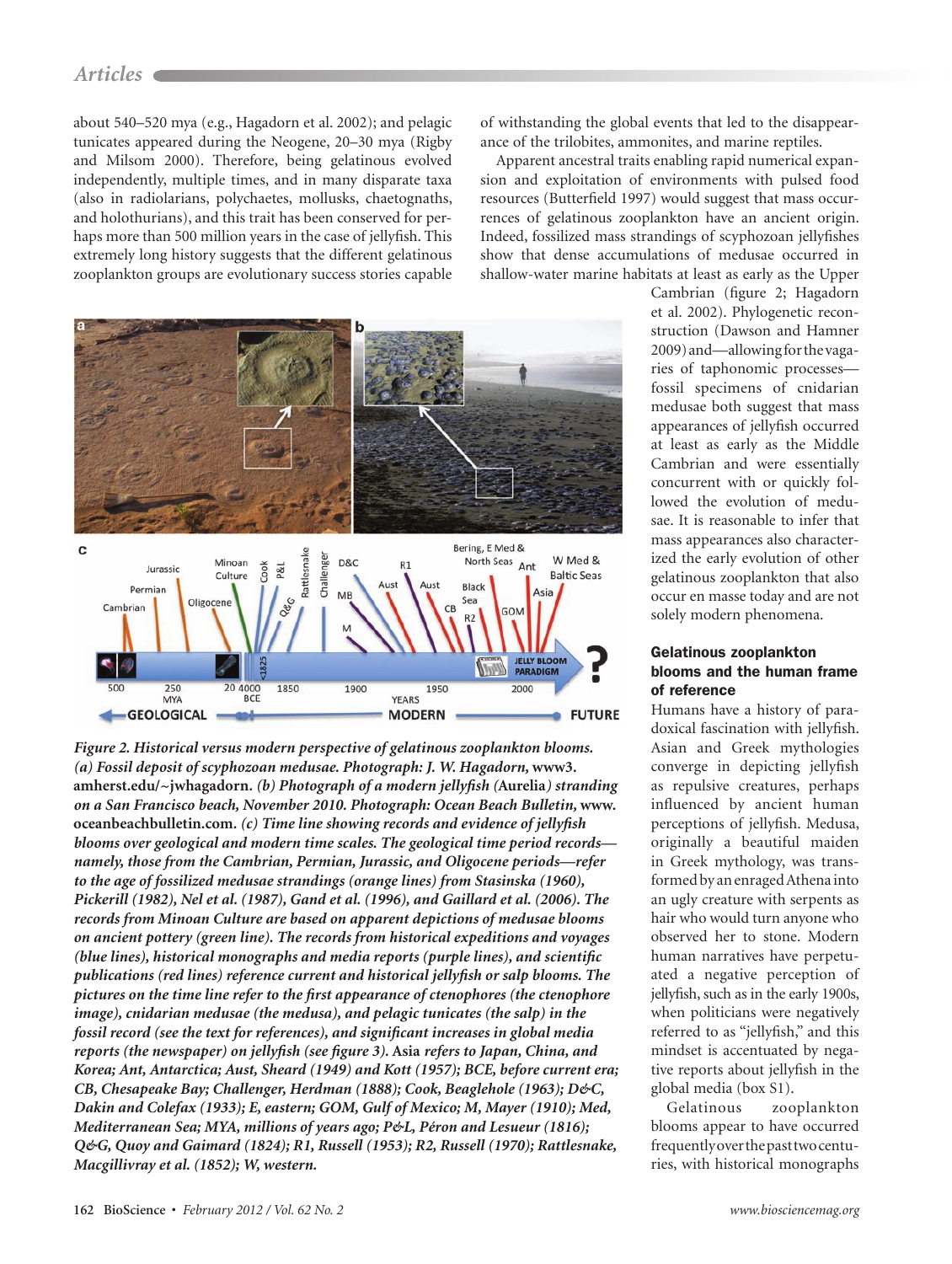about 540–520 mya (e.g., Hagadorn et al. 2002); and pelagic tunicates appeared during the Neogene, 20–30 mya (Rigby and Milsom 2000). Therefore, being gelatinous evolved independently, multiple times, and in many disparate taxa (also in radiolarians, polychaetes, mollusks, chaetognaths, and holothurians), and this trait has been conserved for perhaps more than 500 million years in the case of jellyfish. This extremely long history suggests that the different gelatinous zooplankton groups are evolutionary success stories capable of withstanding the global events that led to the disappearance of the trilobites, ammonites, and marine reptiles.

Apparent ancestral traits enabling rapid numerical expansion and exploitation of environments with pulsed food resources (Butterfield 1997) would suggest that mass occurrences of gelatinous zooplankton have an ancient origin. Indeed, fossilized mass strandings of scyphozoan jellyfishes show that dense accumulations of medusae occurred in shallow-water marine habitats at least as early as the Upper Cambrian (figure 2; Hagadorn et al. 2002). Phylogenetic reconstruction (Dawson and Hamner 2009) and—allowing for the vagaries of taphonomic processes—fossil specimens of cnidarian medusae both suggest that mass appearances of jellyfish occurred at least as early as the Middle Cambrian and were essentially concurrent with or quickly followed the evolution of medusae. It is reasonable to infer that mass appearances also characterized the early evolution of other gelatinous zooplankton that also occur en masse today and are not solely modern phenomena.

*Figure 2. Historical versus modern perspective of gelatinous zooplankton blooms. (a) Fossil deposit of scyphozoan medusae. Photograph: J. W. Hagadorn,* www3.amherst.edu/~jwhagadorn*. (b) Photograph of a modern jellyfish (*Aurelia*) stranding on a San Francisco beach, November 2010. Photograph: Ocean Beach Bulletin,* www.oceanbeachbulletin.com*. (c) Time line showing records and evidence of jellyfish blooms over geological and modern time scales. The geological time period records—namely, those from the Cambrian, Permian, Jurassic, and Oligocene periods—refer to the age of fossilized medusae strandings (orange lines) from Stasinska (1960), Pickerill (1982), Nel et al. (1987), Gand et al. (1996), and Gaillard et al. (2006). The records from Minoan Culture are based on apparent depictions of medusae blooms on ancient pottery (green line). The records from historical expeditions and voyages (blue lines), historical monographs and media reports (purple lines), and scientific publications (red lines) reference current and historical jellyfish or salp blooms. The pictures on the time line refer to the first appearance of ctenophores (the ctenophore image), cnidarian medusae (the medusa), and pelagic tunicates (the salp) in the fossil record (see the text for references), and significant increases in global media reports (the newspaper) on jellyfish (see figure 3).* Asia *refers to Japan, China, and Korea; Ant, Antarctica; Aust, Sheard (1949) and Kott (1957); BCE, before current era; CB, Chesapeake Bay; Challenger, Herdman (1888); Cook, Beaglehole (1963); D&C, Dakin and Colefax (1933); E, eastern; GOM, Gulf of Mexico; M, Mayer (1910); Med, Mediterranean Sea; MYA, millions of years ago; P&L, Péron and Lesueur (1816); Q&G, Quoy and Gaimard (1824); R1, Russell (1953); R2, Russell (1970); Rattlesnake, Macgillivray et al. (1852); W, western.*

### Gelatinous zooplankton blooms and the human frame of reference

Humans have a history of paradoxical fascination with jellyfish. Asian and Greek mythologies converge in depicting jellyfish as repulsive creatures, perhaps influenced by ancient human perceptions of jellyfish. Medusa, originally a beautiful maiden in Greek mythology, was transformed by an enraged Athena into an ugly creature with serpents as hair who would turn anyone who observed her to stone. Modern human narratives have perpetuated a negative perception of jellyfish, such as in the early 1900s, when politicians were negatively referred to as "jellyfish," and this mindset is accentuated by negative reports about jellyfish in the global media (box S1).

Gelatinous zooplankton blooms appear to have occurred frequently over the past two centuries, with historical monographs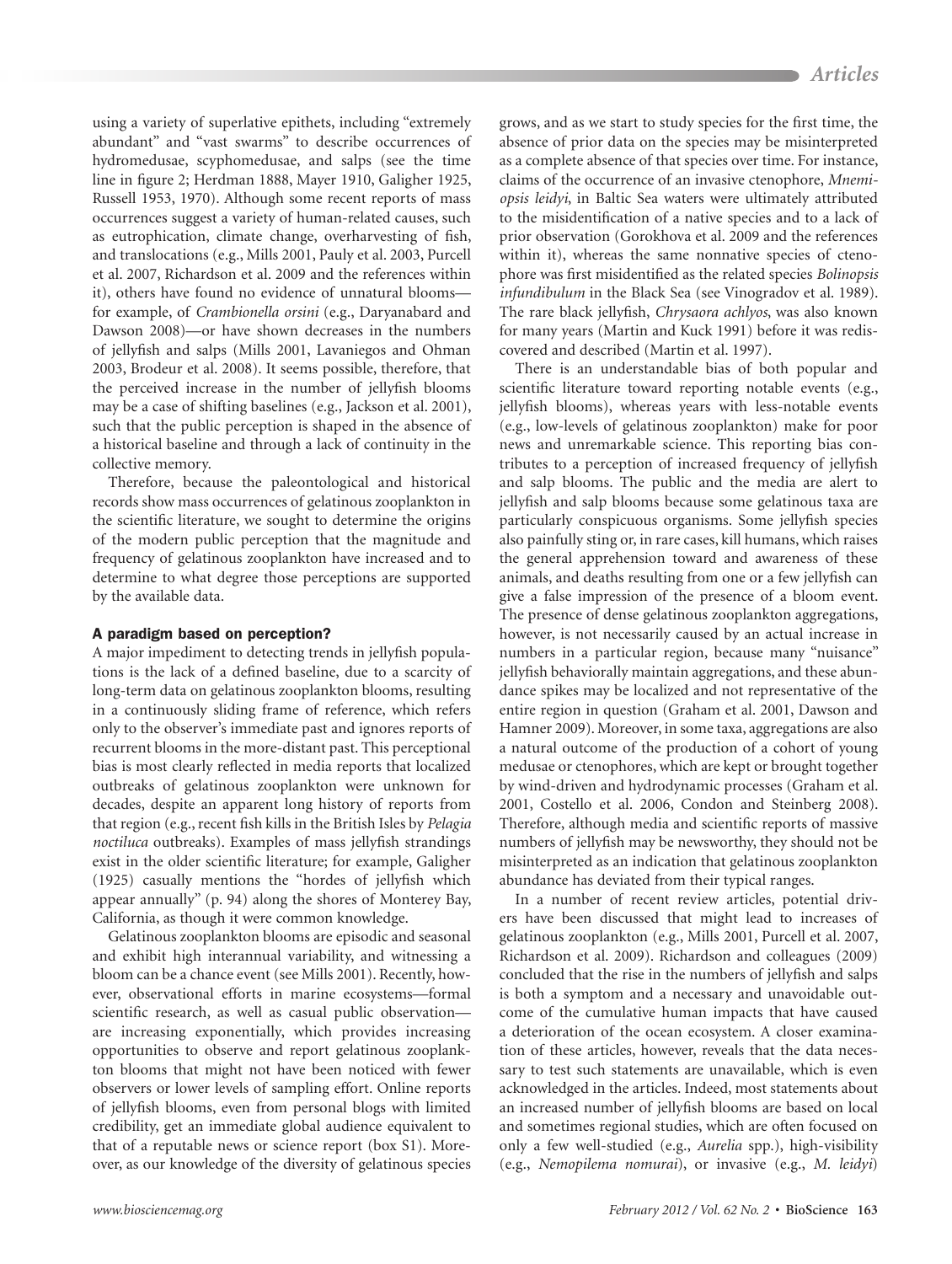using a variety of superlative epithets, including "extremely abundant" and "vast swarms" to describe occurrences of hydromedusae, scyphomedusae, and salps (see the time line in figure 2; Herdman 1888, Mayer 1910, Galigher 1925, Russell 1953, 1970). Although some recent reports of mass occurrences suggest a variety of human-related causes, such as eutrophication, climate change, overharvesting of fish, and translocations (e.g., Mills 2001, Pauly et al. 2003, Purcell et al. 2007, Richardson et al. 2009 and the references within it), others have found no evidence of unnatural blooms—for example, of *Crambionella orsini* (e.g., Daryanabard and Dawson 2008)—or have shown decreases in the numbers of jellyfish and salps (Mills 2001, Lavaniegos and Ohman 2003, Brodeur et al. 2008). It seems possible, therefore, that the perceived increase in the number of jellyfish blooms may be a case of shifting baselines (e.g., Jackson et al. 2001), such that the public perception is shaped in the absence of a historical baseline and through a lack of continuity in the collective memory.

Therefore, because the paleontological and historical records show mass occurrences of gelatinous zooplankton in the scientific literature, we sought to determine the origins of the modern public perception that the magnitude and frequency of gelatinous zooplankton have increased and to determine to what degree those perceptions are supported by the available data.

## A paradigm based on perception?

A major impediment to detecting trends in jellyfish populations is the lack of a defined baseline, due to a scarcity of long-term data on gelatinous zooplankton blooms, resulting in a continuously sliding frame of reference, which refers only to the observer's immediate past and ignores reports of recurrent blooms in the more-distant past. This perceptional bias is most clearly reflected in media reports that localized outbreaks of gelatinous zooplankton were unknown for decades, despite an apparent long history of reports from that region (e.g., recent fish kills in the British Isles by *Pelagia noctiluca* outbreaks). Examples of mass jellyfish strandings exist in the older scientific literature; for example, Galigher (1925) casually mentions the "hordes of jellyfish which appear annually" (p. 94) along the shores of Monterey Bay, California, as though it were common knowledge.

Gelatinous zooplankton blooms are episodic and seasonal and exhibit high interannual variability, and witnessing a bloom can be a chance event (see Mills 2001). Recently, however, observational efforts in marine ecosystems—formal scientific research, as well as casual public observation—are increasing exponentially, which provides increasing opportunities to observe and report gelatinous zooplankton blooms that might not have been noticed with fewer observers or lower levels of sampling effort. Online reports of jellyfish blooms, even from personal blogs with limited credibility, get an immediate global audience equivalent to that of a reputable news or science report (box S1). Moreover, as our knowledge of the diversity of gelatinous species grows, and as we start to study species for the first time, the absence of prior data on the species may be misinterpreted as a complete absence of that species over time. For instance, claims of the occurrence of an invasive ctenophore, *Mnemiopsis leidyi*, in Baltic Sea waters were ultimately attributed to the misidentification of a native species and to a lack of prior observation (Gorokhova et al. 2009 and the references within it), whereas the same nonnative species of ctenophore was first misidentified as the related species *Bolinopsis infundibulum* in the Black Sea (see Vinogradov et al. 1989). The rare black jellyfish, *Chrysaora achlyos*, was also known for many years (Martin and Kuck 1991) before it was rediscovered and described (Martin et al. 1997).

There is an understandable bias of both popular and scientific literature toward reporting notable events (e.g., jellyfish blooms), whereas years with less-notable events (e.g., low-levels of gelatinous zooplankton) make for poor news and unremarkable science. This reporting bias contributes to a perception of increased frequency of jellyfish and salp blooms. The public and the media are alert to jellyfish and salp blooms because some gelatinous taxa are particularly conspicuous organisms. Some jellyfish species also painfully sting or, in rare cases, kill humans, which raises the general apprehension toward and awareness of these animals, and deaths resulting from one or a few jellyfish can give a false impression of the presence of a bloom event. The presence of dense gelatinous zooplankton aggregations, however, is not necessarily caused by an actual increase in numbers in a particular region, because many "nuisance" jellyfish behaviorally maintain aggregations, and these abundance spikes may be localized and not representative of the entire region in question (Graham et al. 2001, Dawson and Hamner 2009). Moreover, in some taxa, aggregations are also a natural outcome of the production of a cohort of young medusae or ctenophores, which are kept or brought together by wind-driven and hydrodynamic processes (Graham et al. 2001, Costello et al. 2006, Condon and Steinberg 2008). Therefore, although media and scientific reports of massive numbers of jellyfish may be newsworthy, they should not be misinterpreted as an indication that gelatinous zooplankton abundance has deviated from their typical ranges.

In a number of recent review articles, potential drivers have been discussed that might lead to increases of gelatinous zooplankton (e.g., Mills 2001, Purcell et al. 2007, Richardson et al. 2009). Richardson and colleagues (2009) concluded that the rise in the numbers of jellyfish and salps is both a symptom and a necessary and unavoidable outcome of the cumulative human impacts that have caused a deterioration of the ocean ecosystem. A closer examination of these articles, however, reveals that the data necessary to test such statements are unavailable, which is even acknowledged in the articles. Indeed, most statements about an increased number of jellyfish blooms are based on local and sometimes regional studies, which are often focused on only a few well-studied (e.g., *Aurelia* spp.), high-visibility (e.g., *Nemopilema nomurai*), or invasive (e.g., *M. leidyi*)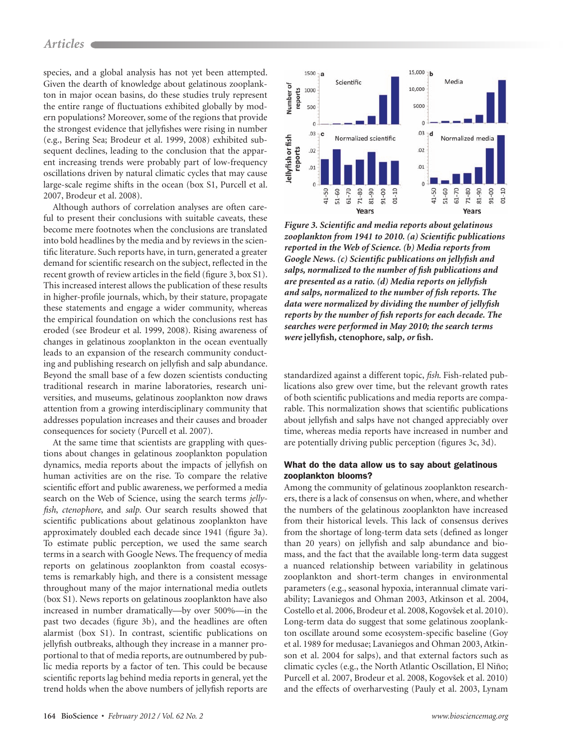species, and a global analysis has not yet been attempted. Given the dearth of knowledge about gelatinous zooplankton in major ocean basins, do these studies truly represent the entire range of fluctuations exhibited globally by modern populations? Moreover, some of the regions that provide the strongest evidence that jellyfishes were rising in number (e.g., Bering Sea; Brodeur et al. 1999, 2008) exhibited subsequent declines, leading to the conclusion that the apparent increasing trends were probably part of low-frequency oscillations driven by natural climatic cycles that may cause large-scale regime shifts in the ocean (box S1, Purcell et al. 2007, Brodeur et al. 2008).

Although authors of correlation analyses are often careful to present their conclusions with suitable caveats, these become mere footnotes when the conclusions are translated into bold headlines by the media and by reviews in the scientific literature. Such reports have, in turn, generated a greater demand for scientific research on the subject, reflected in the recent growth of review articles in the field (figure 3, box S1). This increased interest allows the publication of these results in higher-profile journals, which, by their stature, propagate these statements and engage a wider community, whereas the empirical foundation on which the conclusions rest has eroded (see Brodeur et al. 1999, 2008). Rising awareness of changes in gelatinous zooplankton in the ocean eventually leads to an expansion of the research community conducting and publishing research on jellyfish and salp abundance. Beyond the small base of a few dozen scientists conducting traditional research in marine laboratories, research universities, and museums, gelatinous zooplankton now draws attention from a growing interdisciplinary community that addresses population increases and their causes and broader consequences for society (Purcell et al. 2007).

At the same time that scientists are grappling with questions about changes in gelatinous zooplankton population dynamics, media reports about the impacts of jellyfish on human activities are on the rise. To compare the relative scientific effort and public awareness, we performed a media search on the Web of Science, using the search terms *jellyfish*, *ctenophore*, and *salp*. Our search results showed that scientific publications about gelatinous zooplankton have approximately doubled each decade since 1941 (figure 3a). To estimate public perception, we used the same search terms in a search with Google News. The frequency of media reports on gelatinous zooplankton from coastal ecosystems is remarkably high, and there is a consistent message throughout many of the major international media outlets (box S1). News reports on gelatinous zooplankton have also increased in number dramatically—by over 500%—in the past two decades (figure 3b), and the headlines are often alarmist (box S1). In contrast, scientific publications on jellyfish outbreaks, although they increase in a manner proportional to that of media reports, are outnumbered by public media reports by a factor of ten. This could be because scientific reports lag behind media reports in general, yet the trend holds when the above numbers of jellyfish reports are standardized against a different topic, *fish*. Fish-related publications also grew over time, but the relevant growth rates of both scientific publications and media reports are comparable. This normalization shows that scientific publications about jellyfish and salps have not changed appreciably over time, whereas media reports have increased in number and are potentially driving public perception (figures 3c, 3d).

*Figure 3. Scientific and media reports about gelatinous zooplankton from 1941 to 2010. (a) Scientific publications reported in the Web of Science. (b) Media reports from Google News. (c) Scientific publications on jellyfish and salps, normalized to the number of fish publications and are presented as a ratio. (d) Media reports on jellyfish and salps, normalized to the number of fish reports. The data were normalized by dividing the number of jellyfish reports by the number of fish reports for each decade. The searches were performed in May 2010; the search terms were* **jellyfish, ctenophore, salp,** *or* **fish.**

### What do the data allow us to say about gelatinous zooplankton blooms?

Among the community of gelatinous zooplankton researchers, there is a lack of consensus on when, where, and whether the numbers of the gelatinous zooplankton have increased from their historical levels. This lack of consensus derives from the shortage of long-term data sets (defined as longer than 20 years) on jellyfish and salp abundance and biomass, and the fact that the available long-term data suggest a nuanced relationship between variability in gelatinous zooplankton and short-term changes in environmental parameters (e.g., seasonal hypoxia, interannual climate variability; Lavaniegos and Ohman 2003, Atkinson et al. 2004, Costello et al. 2006, Brodeur et al. 2008, Kogovšek et al. 2010). Long-term data do suggest that some gelatinous zooplankton oscillate around some ecosystem-specific baseline (Goy et al. 1989 for medusae; Lavaniegos and Ohman 2003, Atkinson et al. 2004 for salps), and that external factors such as climatic cycles (e.g., the North Atlantic Oscillation, El Niño; Purcell et al. 2007, Brodeur et al. 2008, Kogovšek et al. 2010) and the effects of overharvesting (Pauly et al. 2003, Lynam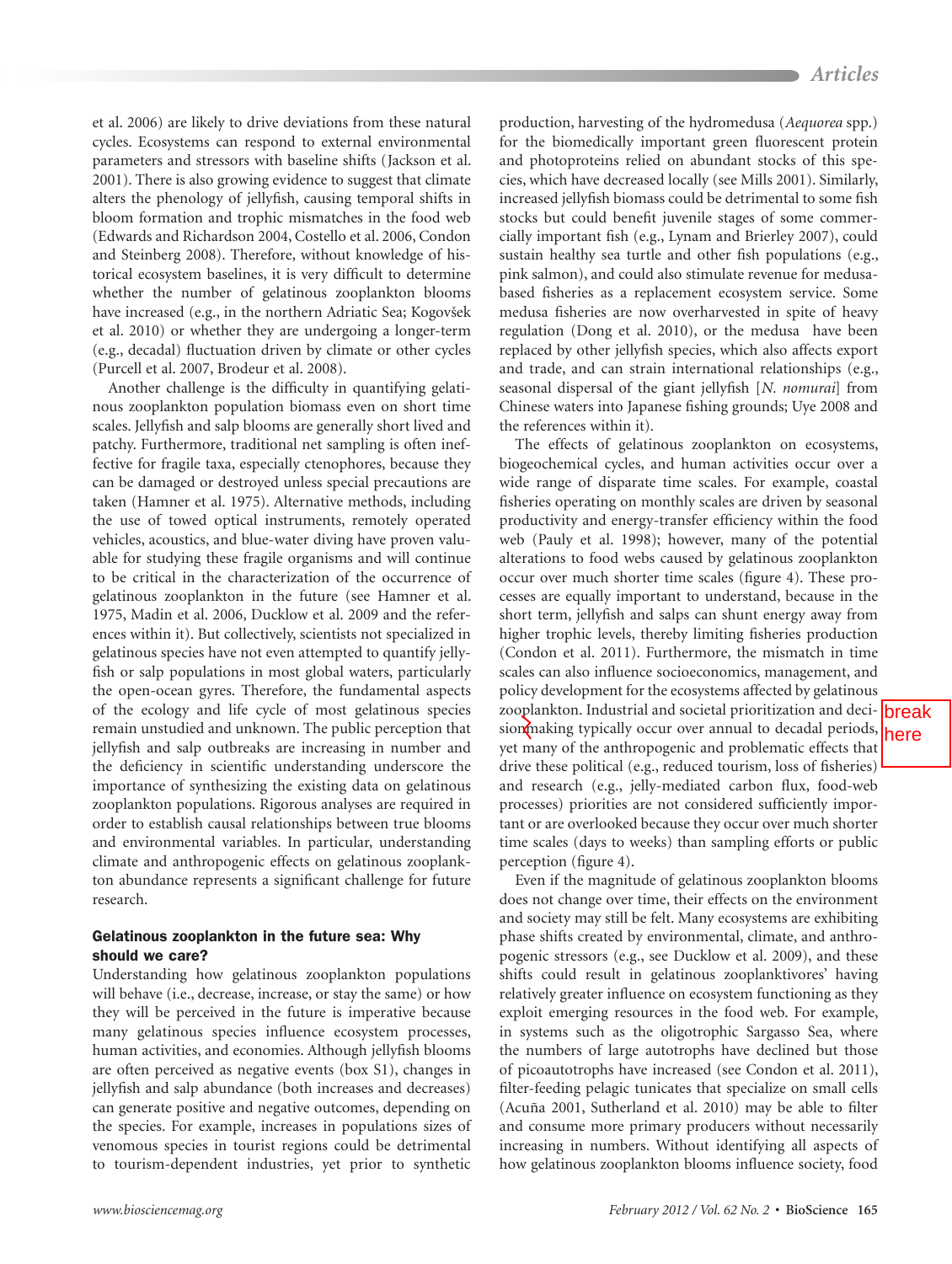et al. 2006) are likely to drive deviations from these natural cycles. Ecosystems can respond to external environmental parameters and stressors with baseline shifts (Jackson et al. 2001). There is also growing evidence to suggest that climate alters the phenology of jellyfish, causing temporal shifts in bloom formation and trophic mismatches in the food web (Edwards and Richardson 2004, Costello et al. 2006, Condon and Steinberg 2008). Therefore, without knowledge of historical ecosystem baselines, it is very difficult to determine whether the number of gelatinous zooplankton blooms have increased (e.g., in the northern Adriatic Sea; Kogovšek et al. 2010) or whether they are undergoing a longer-term (e.g., decadal) fluctuation driven by climate or other cycles (Purcell et al. 2007, Brodeur et al. 2008).

Another challenge is the difficulty in quantifying gelatinous zooplankton population biomass even on short time scales. Jellyfish and salp blooms are generally short lived and patchy. Furthermore, traditional net sampling is often ineffective for fragile taxa, especially ctenophores, because they can be damaged or destroyed unless special precautions are taken (Hamner et al. 1975). Alternative methods, including the use of towed optical instruments, remotely operated vehicles, acoustics, and blue-water diving have proven valuable for studying these fragile organisms and will continue to be critical in the characterization of the occurrence of gelatinous zooplankton in the future (see Hamner et al. 1975, Madin et al. 2006, Ducklow et al. 2009 and the references within it). But collectively, scientists not specialized in gelatinous species have not even attempted to quantify jellyfish or salp populations in most global waters, particularly the open-ocean gyres. Therefore, the fundamental aspects of the ecology and life cycle of most gelatinous species remain unstudied and unknown. The public perception that jellyfish and salp outbreaks are increasing in number and the deficiency in scientific understanding underscore the importance of synthesizing the existing data on gelatinous zooplankton populations. Rigorous analyses are required in order to establish causal relationships between true blooms and environmental variables. In particular, understanding climate and anthropogenic effects on gelatinous zooplankton abundance represents a significant challenge for future research.

### Gelatinous zooplankton in the future sea: Why should we care?

Understanding how gelatinous zooplankton populations will behave (i.e., decrease, increase, or stay the same) or how they will be perceived in the future is imperative because many gelatinous species influence ecosystem processes, human activities, and economies. Although jellyfish blooms are often perceived as negative events (box S1), changes in jellyfish and salp abundance (both increases and decreases) can generate positive and negative outcomes, depending on the species. For example, increases in populations sizes of venomous species in tourist regions could be detrimental to tourism-dependent industries, yet prior to synthetic production, harvesting of the hydromedusa (*Aequorea* spp.) for the biomedically important green fluorescent protein and photoproteins relied on abundant stocks of this species, which have decreased locally (see Mills 2001). Similarly, increased jellyfish biomass could be detrimental to some fish stocks but could benefit juvenile stages of some commercially important fish (e.g., Lynam and Brierley 2007), could sustain healthy sea turtle and other fish populations (e.g., pink salmon), and could also stimulate revenue for medusa-based fisheries as a replacement ecosystem service. Some medusa fisheries are now overharvested in spite of heavy regulation (Dong et al. 2010), or the medusa have been replaced by other jellyfish species, which also affects export and trade, and can strain international relationships (e.g., seasonal dispersal of the giant jellyfish [*N. nomurai*] from Chinese waters into Japanese fishing grounds; Uye 2008 and the references within it).

The effects of gelatinous zooplankton on ecosystems, biogeochemical cycles, and human activities occur over a wide range of disparate time scales. For example, coastal fisheries operating on monthly scales are driven by seasonal productivity and energy-transfer efficiency within the food web (Pauly et al. 1998); however, many of the potential alterations to food webs caused by gelatinous zooplankton occur over much shorter time scales (figure 4). These processes are equally important to understand, because in the short term, jellyfish and salps can shunt energy away from higher trophic levels, thereby limiting fisheries production (Condon et al. 2011). Furthermore, the mismatch in time scales can also influence socioeconomics, management, and policy development for the ecosystems affected by gelatinous zooplankton. Industrial and societal prioritization and decision-making typically occur over annual to decadal periods, yet many of the anthropogenic and problematic effects that drive these political (e.g., reduced tourism, loss of fisheries) and research (e.g., jelly-mediated carbon flux, food-web processes) priorities are not considered sufficiently important or are overlooked because they occur over much shorter time scales (days to weeks) than sampling efforts or public perception (figure 4).

Even if the magnitude of gelatinous zooplankton blooms does not change over time, their effects on the environment and society may still be felt. Many ecosystems are exhibiting phase shifts created by environmental, climate, and anthropogenic stressors (e.g., see Ducklow et al. 2009), and these shifts could result in gelatinous zooplanktivores' having relatively greater influence on ecosystem functioning as they exploit emerging resources in the food web. For example, in systems such as the oligotrophic Sargasso Sea, where the numbers of large autotrophs have declined but those of picoautotrophs have increased (see Condon et al. 2011), filter-feeding pelagic tunicates that specialize on small cells (Acuña 2001, Sutherland et al. 2010) may be able to filter and consume more primary producers without necessarily increasing in numbers. Without identifying all aspects of how gelatinous zooplankton blooms influence society, food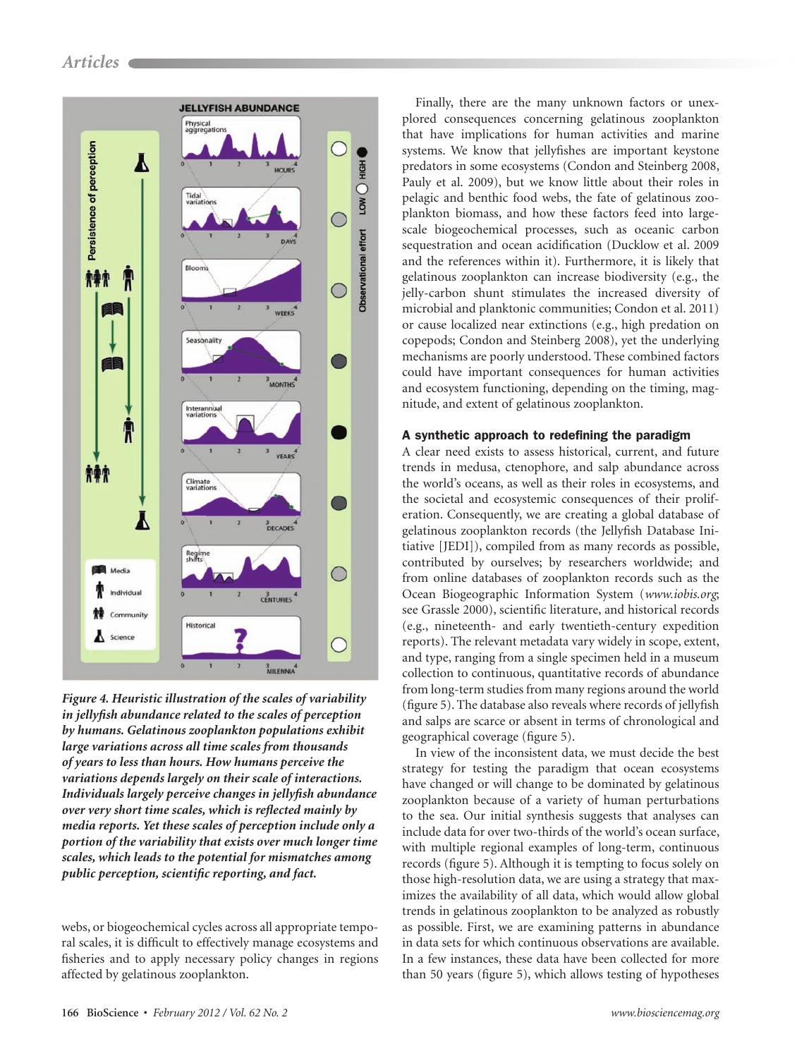*Figure 4. Heuristic illustration of the scales of variability in jellyfish abundance related to the scales of perception by humans. Gelatinous zooplankton populations exhibit large variations across all time scales from thousands of years to less than hours. How humans perceive the variations depends largely on their scale of interactions. Individuals largely perceive changes in jellyfish abundance over very short time scales, which is reflected mainly by media reports. Yet these scales of perception include only a portion of the variability that exists over much longer time scales, which leads to the potential for mismatches among public perception, scientific reporting, and fact.*

webs, or biogeochemical cycles across all appropriate temporal scales, it is difficult to effectively manage ecosystems and fisheries and to apply necessary policy changes in regions affected by gelatinous zooplankton.

Finally, there are the many unknown factors or unexplored consequences concerning gelatinous zooplankton that have implications for human activities and marine systems. We know that jellyfishes are important keystone predators in some ecosystems (Condon and Steinberg 2008, Pauly et al. 2009), but we know little about their roles in pelagic and benthic food webs, the fate of gelatinous zooplankton biomass, and how these factors feed into large-scale biogeochemical processes, such as oceanic carbon sequestration and ocean acidification (Ducklow et al. 2009 and the references within it). Furthermore, it is likely that gelatinous zooplankton can increase biodiversity (e.g., the jelly-carbon shunt stimulates the increased diversity of microbial and planktonic communities; Condon et al. 2011) or cause localized near extinctions (e.g., high predation on copepods; Condon and Steinberg 2008), yet the underlying mechanisms are poorly understood. These combined factors could have important consequences for human activities and ecosystem functioning, depending on the timing, magnitude, and extent of gelatinous zooplankton.

## A synthetic approach to redefining the paradigm

A clear need exists to assess historical, current, and future trends in medusa, ctenophore, and salp abundance across the world's oceans, as well as their roles in ecosystems, and the societal and ecosystemic consequences of their proliferation. Consequently, we are creating a global database of gelatinous zooplankton records (the Jellyfish Database Initiative [JEDI]), compiled from as many records as possible, contributed by ourselves; by researchers worldwide; and from online databases of zooplankton records such as the Ocean Biogeographic Information System (*www.iobis.org*; see Grassle 2000), scientific literature, and historical records (e.g., nineteenth- and early twentieth-century expedition reports). The relevant metadata vary widely in scope, extent, and type, ranging from a single specimen held in a museum collection to continuous, quantitative records of abundance from long-term studies from many regions around the world (figure 5). The database also reveals where records of jellyfish and salps are scarce or absent in terms of chronological and geographical coverage (figure 5).

In view of the inconsistent data, we must decide the best strategy for testing the paradigm that ocean ecosystems have changed or will change to be dominated by gelatinous zooplankton because of a variety of human perturbations to the sea. Our initial synthesis suggests that analyses can include data for over two-thirds of the world's ocean surface, with multiple regional examples of long-term, continuous records (figure 5). Although it is tempting to focus solely on those high-resolution data, we are using a strategy that maximizes the availability of all data, which would allow global trends in gelatinous zooplankton to be analyzed as robustly as possible. First, we are examining patterns in abundance in data sets for which continuous observations are available. In a few instances, these data have been collected for more than 50 years (figure 5), which allows testing of hypotheses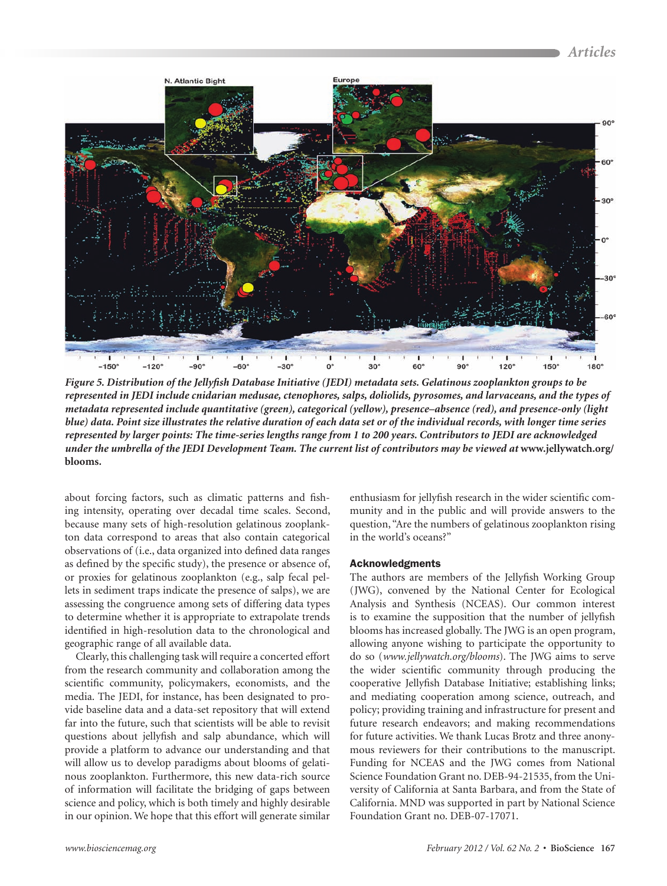N. Atlantic Bight

Europe

90°
60°
30°
0°
–30°
–60°

–150° –120° –90° –60° –30° 0° 30° 60° 90° 120° 150° 180°

*Figure 5. Distribution of the Jellyfish Database Initiative (JEDI) metadata sets. Gelatinous zooplankton groups to be represented in JEDI include cnidarian medusae, ctenophores, salps, doliolids, pyrosomes, and larvaceans, and the types of metadata represented include quantitative (green), categorical (yellow), presence–absence (red), and presence-only (light blue) data. Point size illustrates the relative duration of each data set or of the individual records, with longer time series represented by larger points: The time-series lengths range from 1 to 200 years. Contributors to JEDI are acknowledged under the umbrella of the JEDI Development Team. The current list of contributors may be viewed at* **www.jellywatch.org/blooms.**

about forcing factors, such as climatic patterns and fishing intensity, operating over decadal time scales. Second, because many sets of high-resolution gelatinous zooplankton data correspond to areas that also contain categorical observations of (i.e., data organized into defined data ranges as defined by the specific study), the presence or absence of, or proxies for gelatinous zooplankton (e.g., salp fecal pellets in sediment traps indicate the presence of salps), we are assessing the congruence among sets of differing data types to determine whether it is appropriate to extrapolate trends identified in high-resolution data to the chronological and geographic range of all available data.

Clearly, this challenging task will require a concerted effort from the research community and collaboration among the scientific community, policymakers, economists, and the media. The JEDI, for instance, has been designated to provide baseline data and a data-set repository that will extend far into the future, such that scientists will be able to revisit questions about jellyfish and salp abundance, which will provide a platform to advance our understanding and that will allow us to develop paradigms about blooms of gelatinous zooplankton. Furthermore, this new data-rich source of information will facilitate the bridging of gaps between science and policy, which is both timely and highly desirable in our opinion. We hope that this effort will generate similar enthusiasm for jellyfish research in the wider scientific community and in the public and will provide answers to the question, "Are the numbers of gelatinous zooplankton rising in the world's oceans?"

## Acknowledgments

The authors are members of the Jellyfish Working Group (JWG), convened by the National Center for Ecological Analysis and Synthesis (NCEAS). Our common interest is to examine the supposition that the number of jellyfish blooms has increased globally. The JWG is an open program, allowing anyone wishing to participate the opportunity to do so (*www.jellywatch.org/blooms*). The JWG aims to serve the wider scientific community through producing the cooperative Jellyfish Database Initiative; establishing links; and mediating cooperation among science, outreach, and policy; providing training and infrastructure for present and future research endeavors; and making recommendations for future activities. We thank Lucas Brotz and three anonymous reviewers for their contributions to the manuscript. Funding for NCEAS and the JWG comes from National Science Foundation Grant no. DEB-94-21535, from the University of California at Santa Barbara, and from the State of California. MND was supported in part by National Science Foundation Grant no. DEB-07-17071.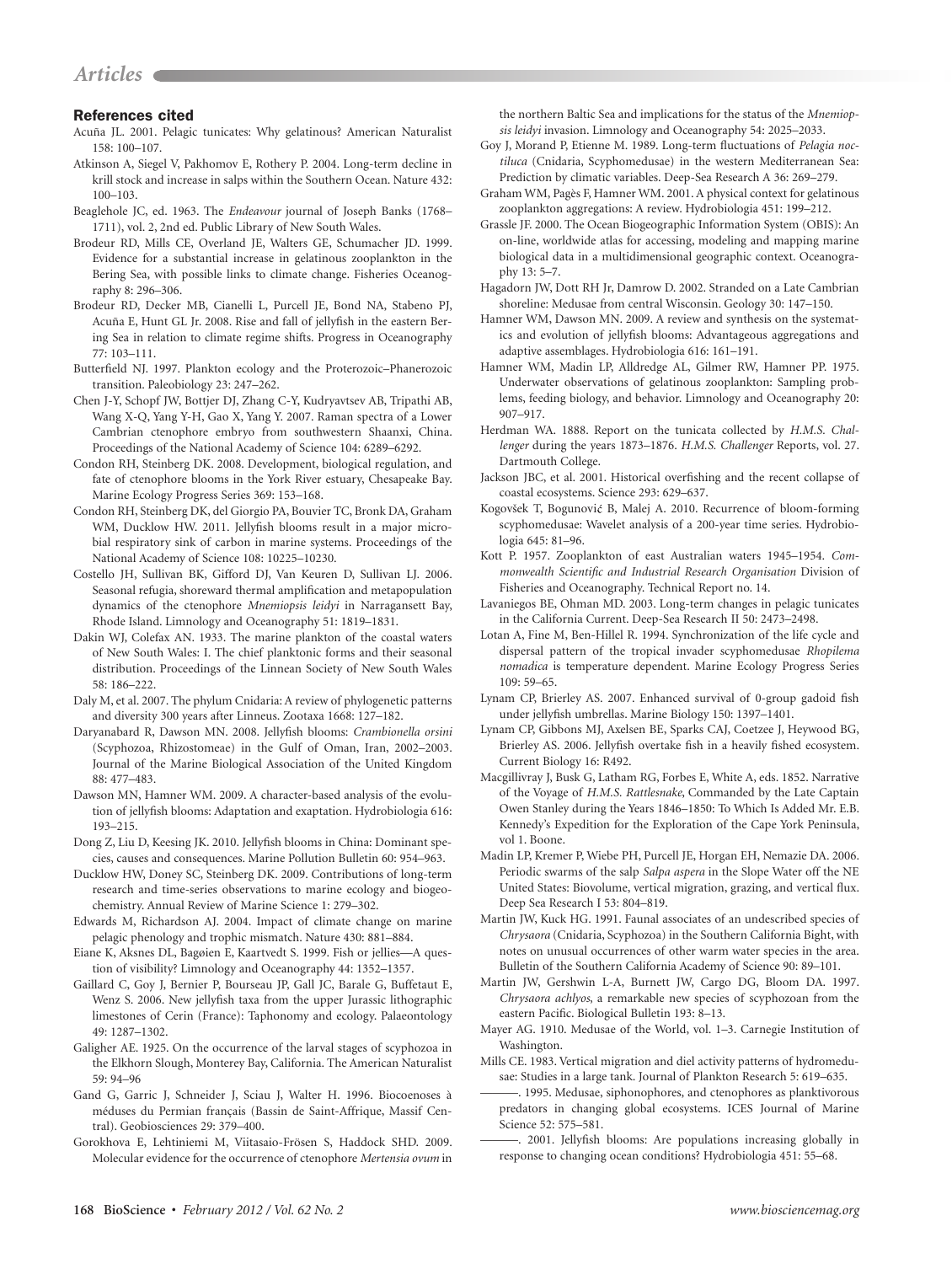## References cited

Acuña JL. 2001. Pelagic tunicates: Why gelatinous? American Naturalist 158: 100–107.

Atkinson A, Siegel V, Pakhomov E, Rothery P. 2004. Long-term decline in krill stock and increase in salps within the Southern Ocean. Nature 432: 100–103.

Beaglehole JC, ed. 1963. The *Endeavour* journal of Joseph Banks (1768–1711), vol. 2, 2nd ed. Public Library of New South Wales.

Brodeur RD, Mills CE, Overland JE, Walters GE, Schumacher JD. 1999. Evidence for a substantial increase in gelatinous zooplankton in the Bering Sea, with possible links to climate change. Fisheries Oceanography 8: 296–306.

Brodeur RD, Decker MB, Cianelli L, Purcell JE, Bond NA, Stabeno PJ, Acuña E, Hunt GL Jr. 2008. Rise and fall of jellyfish in the eastern Bering Sea in relation to climate regime shifts. Progress in Oceanography 77: 103–111.

Butterfield NJ. 1997. Plankton ecology and the Proterozoic–Phanerozoic transition. Paleobiology 23: 247–262.

Chen J-Y, Schopf JW, Bottjer DJ, Zhang C-Y, Kudryavtsev AB, Tripathi AB, Wang X-Q, Yang Y-H, Gao X, Yang Y. 2007. Raman spectra of a Lower Cambrian ctenophore embryo from southwestern Shaanxi, China. Proceedings of the National Academy of Science 104: 6289–6292.

Condon RH, Steinberg DK. 2008. Development, biological regulation, and fate of ctenophore blooms in the York River estuary, Chesapeake Bay. Marine Ecology Progress Series 369: 153–168.

Condon RH, Steinberg DK, del Giorgio PA, Bouvier TC, Bronk DA, Graham WM, Ducklow HW. 2011. Jellyfish blooms result in a major microbial respiratory sink of carbon in marine systems. Proceedings of the National Academy of Science 108: 10225–10230.

Costello JH, Sullivan BK, Gifford DJ, Van Keuren D, Sullivan LJ. 2006. Seasonal refugia, shoreward thermal amplification and metapopulation dynamics of the ctenophore *Mnemiopsis leidyi* in Narragansett Bay, Rhode Island. Limnology and Oceanography 51: 1819–1831.

Dakin WJ, Colefax AN. 1933. The marine plankton of the coastal waters of New South Wales: I. The chief planktonic forms and their seasonal distribution. Proceedings of the Linnean Society of New South Wales 58: 186–222.

Daly M, et al. 2007. The phylum Cnidaria: A review of phylogenetic patterns and diversity 300 years after Linneus. Zootaxa 1668: 127–182.

Daryanabard R, Dawson MN. 2008. Jellyfish blooms: *Crambionella orsini* (Scyphozoa, Rhizostomeae) in the Gulf of Oman, Iran, 2002–2003. Journal of the Marine Biological Association of the United Kingdom 88: 477–483.

Dawson MN, Hamner WM. 2009. A character-based analysis of the evolution of jellyfish blooms: Adaptation and exaptation. Hydrobiologia 616: 193–215.

Dong Z, Liu D, Keesing JK. 2010. Jellyfish blooms in China: Dominant species, causes and consequences. Marine Pollution Bulletin 60: 954–963.

Ducklow HW, Doney SC, Steinberg DK. 2009. Contributions of long-term research and time-series observations to marine ecology and biogeochemistry. Annual Review of Marine Science 1: 279–302.

Edwards M, Richardson AJ. 2004. Impact of climate change on marine pelagic phenology and trophic mismatch. Nature 430: 881–884.

Eiane K, Aksnes DL, Bagøien E, Kaartvedt S. 1999. Fish or jellies—A question of visibility? Limnology and Oceanography 44: 1352–1357.

Gaillard C, Goy J, Bernier P, Bourseau JP, Gall JC, Barale G, Buffetaut E, Wenz S. 2006. New jellyfish taxa from the upper Jurassic lithographic limestones of Cerin (France): Taphonomy and ecology. Palaeontology 49: 1287–1302.

Galigher AE. 1925. On the occurrence of the larval stages of scyphozoa in the Elkhorn Slough, Monterey Bay, California. The American Naturalist 59: 94–96

Gand G, Garric J, Schneider J, Sciau J, Walter H. 1996. Biocoenoses à méduses du Permian français (Bassin de Saint-Affrique, Massif Central). Geobiosciences 29: 379–400.

Gorokhova E, Lehtiniemi M, Viitasaio-Frösen S, Haddock SHD. 2009. Molecular evidence for the occurrence of ctenophore *Mertensia ovum* in the northern Baltic Sea and implications for the status of the *Mnemiopsis leidyi* invasion. Limnology and Oceanography 54: 2025–2033.

Goy J, Morand P, Etienne M. 1989. Long-term fluctuations of *Pelagia noctiluca* (Cnidaria, Scyphomedusae) in the western Mediterranean Sea: Prediction by climatic variables. Deep-Sea Research A 36: 269–279.

Graham WM, Pagès F, Hamner WM. 2001. A physical context for gelatinous zooplankton aggregations: A review. Hydrobiologia 451: 199–212.

Grassle JF. 2000. The Ocean Biogeographic Information System (OBIS): An on-line, worldwide atlas for accessing, modeling and mapping marine biological data in a multidimensional geographic context. Oceanography 13: 5–7.

Hagadorn JW, Dott RH Jr, Damrow D. 2002. Stranded on a Late Cambrian shoreline: Medusae from central Wisconsin. Geology 30: 147–150.

Hamner WM, Dawson MN. 2009. A review and synthesis on the systematics and evolution of jellyfish blooms: Advantageous aggregations and adaptive assemblages. Hydrobiologia 616: 161–191.

Hamner WM, Madin LP, Alldredge AL, Gilmer RW, Hamner PP. 1975. Underwater observations of gelatinous zooplankton: Sampling problems, feeding biology, and behavior. Limnology and Oceanography 20: 907–917.

Herdman WA. 1888. Report on the tunicata collected by *H.M.S. Challenger* during the years 1873–1876. *H.M.S. Challenger* Reports, vol. 27. Dartmouth College.

Jackson JBC, et al. 2001. Historical overfishing and the recent collapse of coastal ecosystems. Science 293: 629–637.

Kogovšek T, Bogunović B, Malej A. 2010. Recurrence of bloom-forming scyphomedusae: Wavelet analysis of a 200-year time series. Hydrobiologia 645: 81–96.

Kott P. 1957. Zooplankton of east Australian waters 1945–1954. *Commonwealth Scientific and Industrial Research Organisation* Division of Fisheries and Oceanography. Technical Report no. 14.

Lavaniegos BE, Ohman MD. 2003. Long-term changes in pelagic tunicates in the California Current. Deep-Sea Research II 50: 2473–2498.

Lotan A, Fine M, Ben-Hillel R. 1994. Synchronization of the life cycle and dispersal pattern of the tropical invader scyphomedusae *Rhopilema nomadica* is temperature dependent. Marine Ecology Progress Series 109: 59–65.

Lynam CP, Brierley AS. 2007. Enhanced survival of 0-group gadoid fish under jellyfish umbrellas. Marine Biology 150: 1397–1401.

Lynam CP, Gibbons MJ, Axelsen BE, Sparks CAJ, Coetzee J, Heywood BG, Brierley AS. 2006. Jellyfish overtake fish in a heavily fished ecosystem. Current Biology 16: R492.

Macgillivray J, Busk G, Latham RG, Forbes E, White A, eds. 1852. Narrative of the Voyage of *H.M.S. Rattlesnake*, Commanded by the Late Captain Owen Stanley during the Years 1846–1850: To Which Is Added Mr. E.B. Kennedy's Expedition for the Exploration of the Cape York Peninsula, vol 1. Boone.

Madin LP, Kremer P, Wiebe PH, Purcell JE, Horgan EH, Nemazie DA. 2006. Periodic swarms of the salp *Salpa aspera* in the Slope Water off the NE United States: Biovolume, vertical migration, grazing, and vertical flux. Deep Sea Research I 53: 804–819.

Martin JW, Kuck HG. 1991. Faunal associates of an undescribed species of *Chrysaora* (Cnidaria, Scyphozoa) in the Southern California Bight, with notes on unusual occurrences of other warm water species in the area. Bulletin of the Southern California Academy of Science 90: 89–101.

Martin JW, Gershwin L-A, Burnett JW, Cargo DG, Bloom DA. 1997. *Chrysaora achlyos*, a remarkable new species of scyphozoan from the eastern Pacific. Biological Bulletin 193: 8–13.

Mayer AG. 1910. Medusae of the World, vol. 1–3. Carnegie Institution of Washington.

Mills CE. 1983. Vertical migration and diel activity patterns of hydromedusae: Studies in a large tank. Journal of Plankton Research 5: 619–635.

———. 1995. Medusae, siphonophores, and ctenophores as planktivorous predators in changing global ecosystems. ICES Journal of Marine Science 52: 575–581.

———. 2001. Jellyfish blooms: Are populations increasing globally in response to changing ocean conditions? Hydrobiologia 451: 55–68.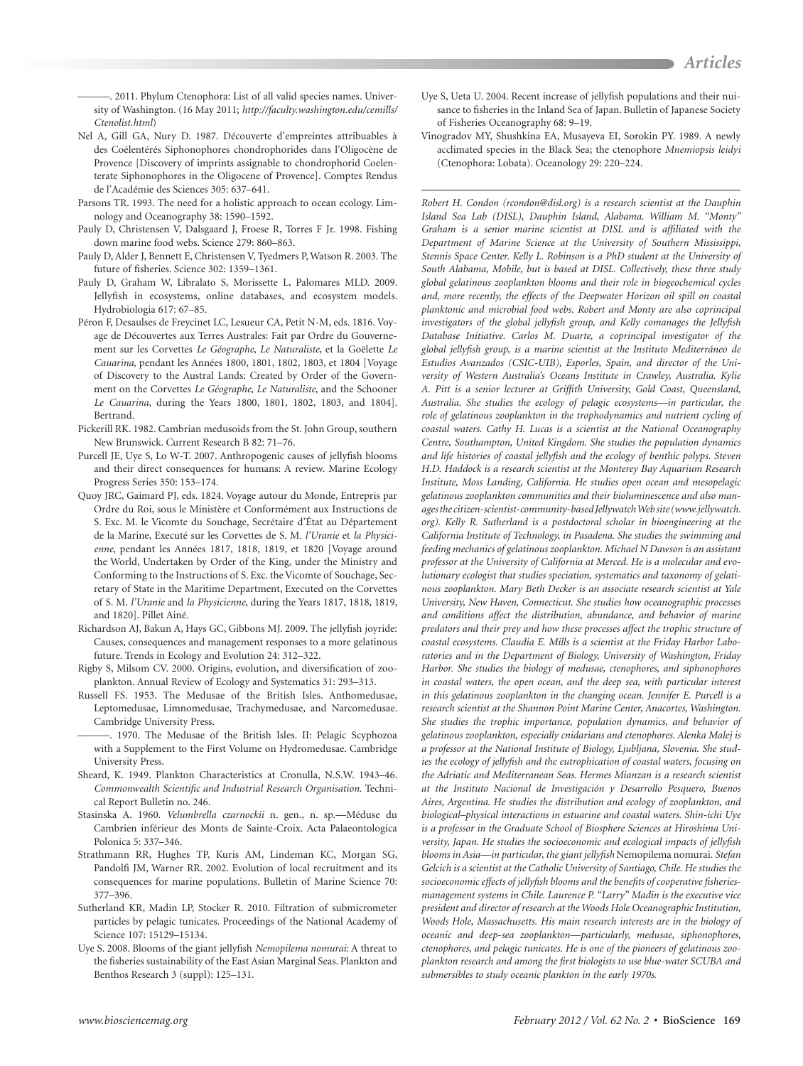———. 2011. Phylum Ctenophora: List of all valid species names. University of Washington. (16 May 2011; *http://faculty.washington.edu/cemills/Ctenolist.html*)

Nel A, Gill GA, Nury D. 1987. Découverte d'empreintes attribuables à des Coélentérés Siphonophores chondrophorides dans l'Oligocène de Provence [Discovery of imprints assignable to chondrophorid Coelenterate Siphonophores in the Oligocene of Provence]. Comptes Rendus de l'Académie des Sciences 305: 637–641.

Parsons TR. 1993. The need for a holistic approach to ocean ecology. Limnology and Oceanography 38: 1590–1592.

Pauly D, Christensen V, Dalsgaard J, Froese R, Torres F Jr. 1998. Fishing down marine food webs. Science 279: 860–863.

Pauly D, Alder J, Bennett E, Christensen V, Tyedmers P, Watson R. 2003. The future of fisheries. Science 302: 1359–1361.

Pauly D, Graham W, Libralato S, Morissette L, Palomares MLD. 2009. Jellyfish in ecosystems, online databases, and ecosystem models. Hydrobiologia 617: 67–85.

Péron F, Desaulses de Freycinet LC, Lesueur CA, Petit N-M, eds. 1816. Voyage de Découvertes aux Terres Australes: Fait par Ordre du Gouvernement sur les Corvettes *Le Géographe*, *Le Naturaliste*, et la Goëlette *Le Cauarina*, pendant les Années 1800, 1801, 1802, 1803, et 1804 [Voyage of Discovery to the Austral Lands: Created by Order of the Government on the Corvettes *Le Géographe*, *Le Naturaliste*, and the Schooner *Le Cauarina*, during the Years 1800, 1801, 1802, 1803, and 1804]. Bertrand.

Pickerill RK. 1982. Cambrian medusoids from the St. John Group, southern New Brunswick. Current Research B 82: 71–76.

Purcell JE, Uye S, Lo W-T. 2007. Anthropogenic causes of jellyfish blooms and their direct consequences for humans: A review. Marine Ecology Progress Series 350: 153–174.

Quoy JRC, Gaimard PJ, eds. 1824. Voyage autour du Monde, Entrepris par Ordre du Roi, sous le Ministère et Conformément aux Instructions de S. Exc. M. le Vicomte du Souchage, Secrétaire d'État au Département de la Marine, Executé sur les Corvettes de S. M. *l'Uranie* et *la Physicienne*, pendant les Années 1817, 1818, 1819, et 1820 [Voyage around the World, Undertaken by Order of the King, under the Ministry and Conforming to the Instructions of S. Exc. the Vicomte of Souchage, Secretary of State in the Maritime Department, Executed on the Corvettes of S. M. *l'Uranie* and *la Physicienne*, during the Years 1817, 1818, 1819, and 1820]. Pillet Ainé.

Richardson AJ, Bakun A, Hays GC, Gibbons MJ. 2009. The jellyfish joyride: Causes, consequences and management responses to a more gelatinous future. Trends in Ecology and Evolution 24: 312–322.

Rigby S, Milsom CV. 2000. Origins, evolution, and diversification of zooplankton. Annual Review of Ecology and Systematics 31: 293–313.

Russell FS. 1953. The Medusae of the British Isles. Anthomedusae, Leptomedusae, Limnomedusae, Trachymedusae, and Narcomedusae. Cambridge University Press.

———. 1970. The Medusae of the British Isles. II: Pelagic Scyphozoa with a Supplement to the First Volume on Hydromedusae. Cambridge University Press.

Sheard, K. 1949. Plankton Characteristics at Cronulla, N.S.W. 1943–46. *Commonwealth Scientific and Industrial Research Organisation.* Technical Report Bulletin no. 246.

Stasinska A. 1960. *Velumbrella czarnockii* n. gen., n. sp.—Méduse du Cambrien inférieur des Monts de Sainte-Croix. Acta Palaeontologica Polonica 5: 337–346.

Strathmann RR, Hughes TP, Kuris AM, Lindeman KC, Morgan SG, Pandolfi JM, Warner RR. 2002. Evolution of local recruitment and its consequences for marine populations. Bulletin of Marine Science 70: 377–396.

Sutherland KR, Madin LP, Stocker R. 2010. Filtration of submicrometer particles by pelagic tunicates. Proceedings of the National Academy of Science 107: 15129–15134.

Uye S. 2008. Blooms of the giant jellyfish *Nemopilema nomurai*: A threat to the fisheries sustainability of the East Asian Marginal Seas. Plankton and Benthos Research 3 (suppl): 125–131.

Uye S, Ueta U. 2004. Recent increase of jellyfish populations and their nuisance to fisheries in the Inland Sea of Japan. Bulletin of Japanese Society of Fisheries Oceanography 68: 9–19.

Vinogradov MY, Shushkina EA, Musayeva EI, Sorokin PY. 1989. A newly acclimated species in the Black Sea; the ctenophore *Mnemiopsis leidyi* (Ctenophora: Lobata). Oceanology 29: 220–224.

---

*Robert H. Condon (rcondon@disl.org) is a research scientist at the Dauphin Island Sea Lab (DISL), Dauphin Island, Alabama. William M. "Monty" Graham is a senior marine scientist at DISL and is affiliated with the Department of Marine Science at the University of Southern Mississippi, Stennis Space Center. Kelly L. Robinson is a PhD student at the University of South Alabama, Mobile, but is based at DISL. Collectively, these three study global gelatinous zooplankton blooms and their role in biogeochemical cycles and, more recently, the effects of the Deepwater Horizon oil spill on coastal planktonic and microbial food webs. Robert and Monty are also coprincipal investigators of the global jellyfish group, and Kelly comanages the Jellyfish Database Initiative. Carlos M. Duarte, a coprincipal investigator of the global jellyfish group, is a marine scientist at the Instituto Mediterráneo de Estudios Avanzados (CSIC-UIB), Esporles, Spain, and director of the University of Western Australia's Oceans Institute in Crawley, Australia. Kylie A. Pitt is a senior lecturer at Griffith University, Gold Coast, Queensland, Australia. She studies the ecology of pelagic ecosystems—in particular, the role of gelatinous zooplankton in the trophodynamics and nutrient cycling of coastal waters. Cathy H. Lucas is a scientist at the National Oceanography Centre, Southampton, United Kingdom. She studies the population dynamics and life histories of coastal jellyfish and the ecology of benthic polyps. Steven H.D. Haddock is a research scientist at the Monterey Bay Aquarium Research Institute, Moss Landing, California. He studies open ocean and mesopelagic gelatinous zooplankton communities and their bioluminescence and also manages the citizen-scientist-community-based Jellywatch Web site (www.jellywatch.org). Kelly R. Sutherland is a postdoctoral scholar in bioengineering at the California Institute of Technology, in Pasadena. She studies the swimming and feeding mechanics of gelatinous zooplankton. Michael N Dawson is an assistant professor at the University of California at Merced. He is a molecular and evolutionary ecologist that studies speciation, systematics and taxonomy of gelatinous zooplankton. Mary Beth Decker is an associate research scientist at Yale University, New Haven, Connecticut. She studies how oceanographic processes and conditions affect the distribution, abundance, and behavior of marine predators and their prey and how these processes affect the trophic structure of coastal ecosystems. Claudia E. Mills is a scientist at the Friday Harbor Laboratories and in the Department of Biology, University of Washington, Friday Harbor. She studies the biology of medusae, ctenophores, and siphonophores in coastal waters, the open ocean, and the deep sea, with particular interest in this gelatinous zooplankton in the changing ocean. Jennifer E. Purcell is a research scientist at the Shannon Point Marine Center, Anacortes, Washington. She studies the trophic importance, population dynamics, and behavior of gelatinous zooplankton, especially cnidarians and ctenophores. Alenka Malej is a professor at the National Institute of Biology, Ljubljana, Slovenia. She studies the ecology of jellyfish and the eutrophication of coastal waters, focusing on the Adriatic and Mediterranean Seas. Hermes Mianzan is a research scientist at the Instituto Nacional de Investigación y Desarrollo Pesquero, Buenos Aires, Argentina. He studies the distribution and ecology of zooplankton, and biological–physical interactions in estuarine and coastal waters. Shin-ichi Uye is a professor in the Graduate School of Biosphere Sciences at Hiroshima University, Japan. He studies the socioeconomic and ecological impacts of jellyfish blooms in Asia—in particular, the giant jellyfish* Nemopilema nomurai. *Stefan Gelcich is a scientist at the Catholic University of Santiago, Chile. He studies the socioeconomic effects of jellyfish blooms and the benefits of cooperative fisheries-management systems in Chile. Laurence P. "Larry" Madin is the executive vice president and director of research at the Woods Hole Oceanographic Institution, Woods Hole, Massachusetts. His main research interests are in the biology of oceanic and deep-sea zooplankton—particularly, medusae, siphonophores, ctenophores, and pelagic tunicates. He is one of the pioneers of gelatinous zooplankton research and among the first biologists to use blue-water SCUBA and submersibles to study oceanic plankton in the early 1970s.*